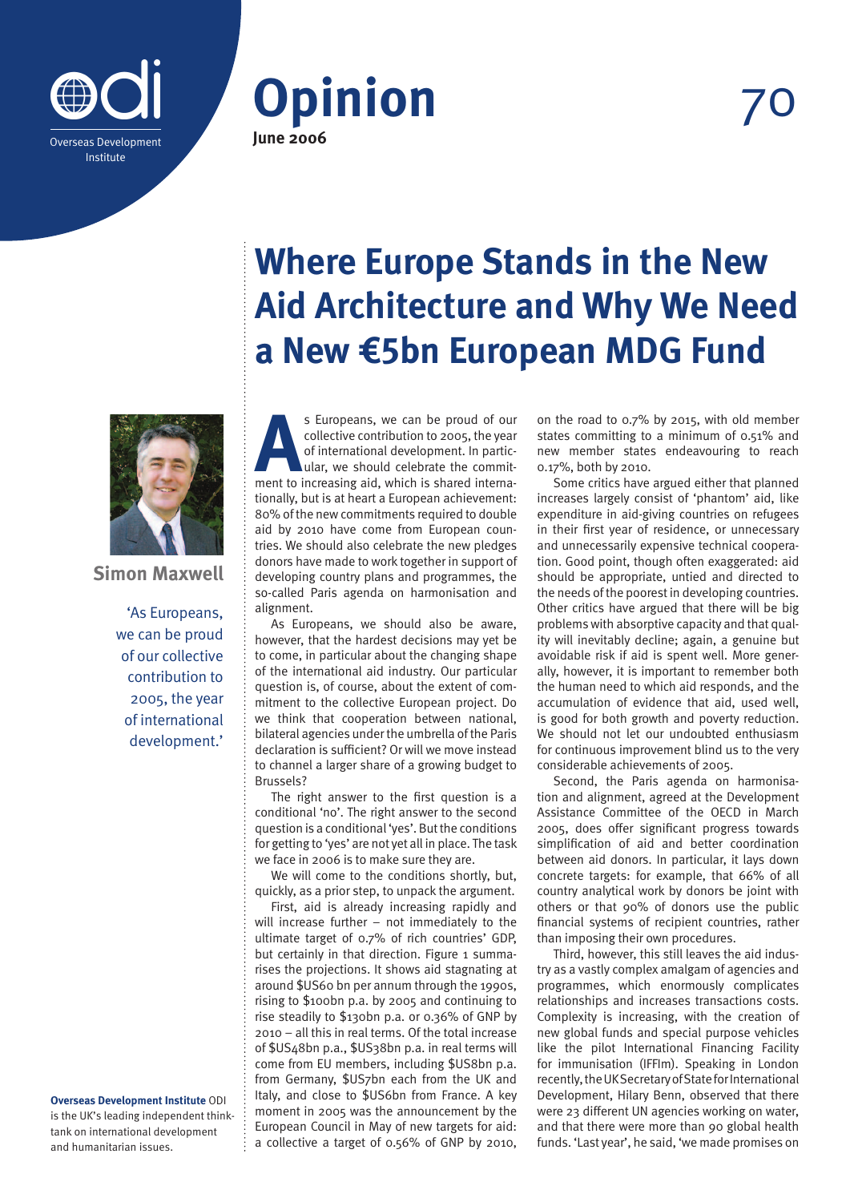Overseas Development Institute

# Opinion

**June 2006**

70

# Where Europe Stands in the New Aid Architecture and Why We Need a New €5bn European MDG Fund

**Simon Maxwell**

'As Europeans, we can be proud of our collective contribution to 2005, the year of international development.'

As Europeans, we can be proud of our collective contribution to 2005, the year of international development. In particular, we should celebrate the commitment to increasing aid, which is shared internationally, but is at heart a European achievement: 80% of the new commitments required to double aid by 2010 have come from European countries. We should also celebrate the new pledges donors have made to work together in support of developing country plans and programmes, the so-called Paris agenda on harmonisation and alignment.

As Europeans, we should also be aware, however, that the hardest decisions may yet be to come, in particular about the changing shape of the international aid industry. Our particular question is, of course, about the extent of commitment to the collective European project. Do we think that cooperation between national, bilateral agencies under the umbrella of the Paris declaration is sufficient? Or will we move instead to channel a larger share of a growing budget to Brussels?

The right answer to the first question is a conditional 'no'. The right answer to the second question is a conditional 'yes'. But the conditions for getting to 'yes' are not yet all in place. The task we face in 2006 is to make sure they are.

We will come to the conditions shortly, but, quickly, as a prior step, to unpack the argument.

First, aid is already increasing rapidly and will increase further – not immediately to the ultimate target of 0.7% of rich countries' GDP, but certainly in that direction. Figure 1 summarises the projections. It shows aid stagnating at around $US60 bn per annum through the 1990s, rising to $100bn p.a. by 2005 and continuing to rise steadily to $130bn p.a. or 0.36% of GNP by 2010 – all this in real terms. Of the total increase of $US48bn p.a., $US38bn p.a. in real terms will come from EU members, including $US8bn p.a. from Germany, $US7bn each from the UK and Italy, and close to $US6bn from France. A key moment in 2005 was the announcement by the European Council in May of new targets for aid: a collective a target of 0.56% of GNP by 2010, on the road to 0.7% by 2015, with old member states committing to a minimum of 0.51% and new member states endeavouring to reach 0.17%, both by 2010.

Some critics have argued either that planned increases largely consist of 'phantom' aid, like expenditure in aid-giving countries on refugees in their first year of residence, or unnecessary and unnecessarily expensive technical cooperation. Good point, though often exaggerated: aid should be appropriate, untied and directed to the needs of the poorest in developing countries. Other critics have argued that there will be big problems with absorptive capacity and that quality will inevitably decline; again, a genuine but avoidable risk if aid is spent well. More generally, however, it is important to remember both the human need to which aid responds, and the accumulation of evidence that aid, used well, is good for both growth and poverty reduction. We should not let our undoubted enthusiasm for continuous improvement blind us to the very considerable achievements of 2005.

Second, the Paris agenda on harmonisation and alignment, agreed at the Development Assistance Committee of the OECD in March 2005, does offer significant progress towards simplification of aid and better coordination between aid donors. In particular, it lays down concrete targets: for example, that 66% of all country analytical work by donors be joint with others or that 90% of donors use the public financial systems of recipient countries, rather than imposing their own procedures.

Third, however, this still leaves the aid industry as a vastly complex amalgam of agencies and programmes, which enormously complicates relationships and increases transactions costs. Complexity is increasing, with the creation of new global funds and special purpose vehicles like the pilot International Financing Facility for immunisation (IFFIm). Speaking in London recently, the UK Secretary of State for International Development, Hilary Benn, observed that there were 23 different UN agencies working on water, and that there were more than 90 global health funds. 'Last year', he said, 'we made promises on

**Overseas Development Institute** ODI is the UK's leading independent think-tank on international development and humanitarian issues.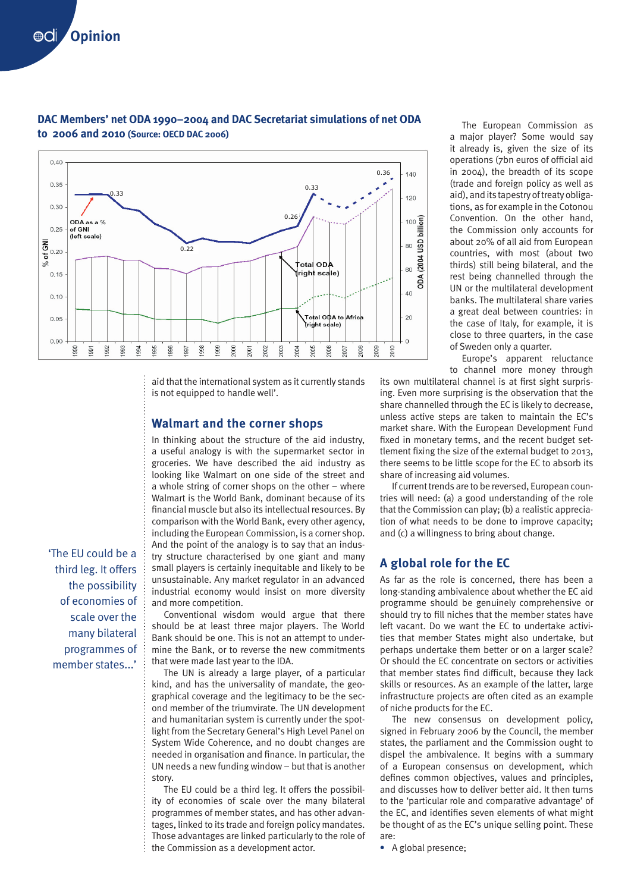**DAC Members' net ODA 1990–2004 and DAC Secretariat simulations of net ODA to 2006 and 2010 (Source: OECD DAC 2006)**

aid that the international system as it currently stands is not equipped to handle well'.

## Walmart and the corner shops

In thinking about the structure of the aid industry, a useful analogy is with the supermarket sector in groceries. We have described the aid industry as looking like Walmart on one side of the street and a whole string of corner shops on the other – where Walmart is the World Bank, dominant because of its financial muscle but also its intellectual resources. By comparison with the World Bank, every other agency, including the European Commission, is a corner shop. And the point of the analogy is to say that an industry structure characterised by one giant and many small players is certainly inequitable and likely to be unsustainable. Any market regulator in an advanced industrial economy would insist on more diversity and more competition.

Conventional wisdom would argue that there should be at least three major players. The World Bank should be one. This is not an attempt to undermine the Bank, or to reverse the new commitments that were made last year to the IDA.

The UN is already a large player, of a particular kind, and has the universality of mandate, the geographical coverage and the legitimacy to be the second member of the triumvirate. The UN development and humanitarian system is currently under the spotlight from the Secretary General's High Level Panel on System Wide Coherence, and no doubt changes are needed in organisation and finance. In particular, the UN needs a new funding window – but that is another story.

The EU could be a third leg. It offers the possibility of economies of scale over the many bilateral programmes of member states, and has other advantages, linked to its trade and foreign policy mandates. Those advantages are linked particularly to the role of the Commission as a development actor.

> 'The EU could be a third leg. It offers the possibility of economies of scale over the many bilateral programmes of member states...'

The European Commission as a major player? Some would say it already is, given the size of its operations (7bn euros of official aid in 2004), the breadth of its scope (trade and foreign policy as well as aid), and its tapestry of treaty obligations, as for example in the Cotonou Convention. On the other hand, the Commission only accounts for about 20% of all aid from European countries, with most (about two thirds) still being bilateral, and the rest being channelled through the UN or the multilateral development banks. The multilateral share varies a great deal between countries: in the case of Italy, for example, it is close to three quarters, in the case of Sweden only a quarter.

Europe's apparent reluctance to channel more money through its own multilateral channel is at first sight surprising. Even more surprising is the observation that the share channelled through the EC is likely to decrease, unless active steps are taken to maintain the EC's market share. With the European Development Fund fixed in monetary terms, and the recent budget settlement fixing the size of the external budget to 2013, there seems to be little scope for the EC to absorb its share of increasing aid volumes.

If current trends are to be reversed, European countries will need: (a) a good understanding of the role that the Commission can play; (b) a realistic appreciation of what needs to be done to improve capacity; and (c) a willingness to bring about change.

## A global role for the EC

As far as the role is concerned, there has been a long-standing ambivalence about whether the EC aid programme should be genuinely comprehensive or should try to fill niches that the member states have left vacant. Do we want the EC to undertake activities that member States might also undertake, but perhaps undertake them better or on a larger scale? Or should the EC concentrate on sectors or activities that member states find difficult, because they lack skills or resources. As an example of the latter, large infrastructure projects are often cited as an example of niche products for the EC.

The new consensus on development policy, signed in February 2006 by the Council, the member states, the parliament and the Commission ought to dispel the ambivalence. It begins with a summary of a European consensus on development, which defines common objectives, values and principles, and discusses how to deliver better aid. It then turns to the 'particular role and comparative advantage' of the EC, and identifies seven elements of what might be thought of as the EC's unique selling point. These are:

- A global presence;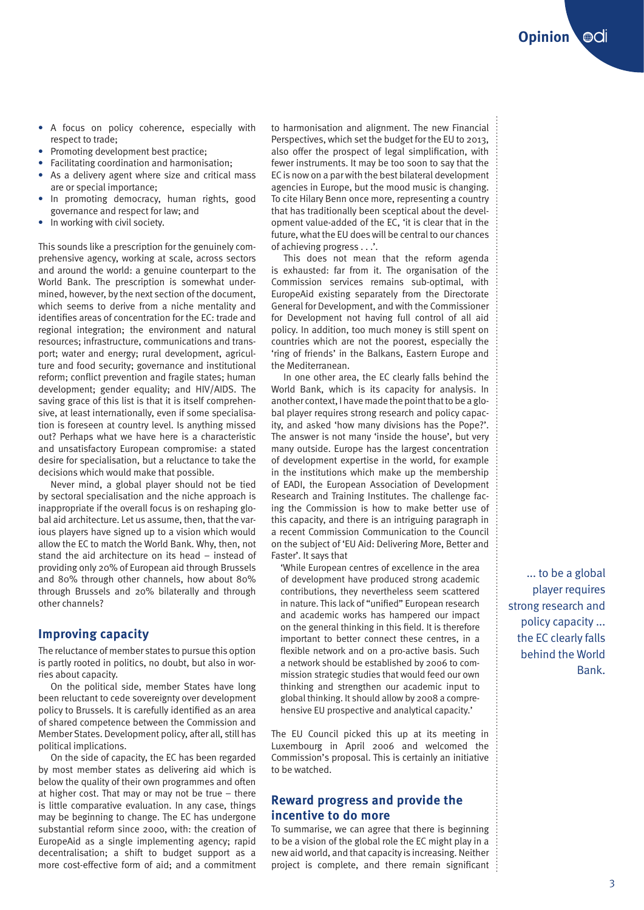- A focus on policy coherence, especially with respect to trade;
- Promoting development best practice;
- Facilitating coordination and harmonisation;
- As a delivery agent where size and critical mass are or special importance;
- In promoting democracy, human rights, good governance and respect for law; and
- In working with civil society.

This sounds like a prescription for the genuinely comprehensive agency, working at scale, across sectors and around the world: a genuine counterpart to the World Bank. The prescription is somewhat undermined, however, by the next section of the document, which seems to derive from a niche mentality and identifies areas of concentration for the EC: trade and regional integration; the environment and natural resources; infrastructure, communications and transport; water and energy; rural development, agriculture and food security; governance and institutional reform; conflict prevention and fragile states; human development; gender equality; and HIV/AIDS. The saving grace of this list is that it is itself comprehensive, at least internationally, even if some specialisation is foreseen at country level. Is anything missed out? Perhaps what we have here is a characteristic and unsatisfactory European compromise: a stated desire for specialisation, but a reluctance to take the decisions which would make that possible.

Never mind, a global player should not be tied by sectoral specialisation and the niche approach is inappropriate if the overall focus is on reshaping global aid architecture. Let us assume, then, that the various players have signed up to a vision which would allow the EC to match the World Bank. Why, then, not stand the aid architecture on its head – instead of providing only 20% of European aid through Brussels and 80% through other channels, how about 80% through Brussels and 20% bilaterally and through other channels?

## Improving capacity

The reluctance of member states to pursue this option is partly rooted in politics, no doubt, but also in worries about capacity.

On the political side, member States have long been reluctant to cede sovereignty over development policy to Brussels. It is carefully identified as an area of shared competence between the Commission and Member States. Development policy, after all, still has political implications.

On the side of capacity, the EC has been regarded by most member states as delivering aid which is below the quality of their own programmes and often at higher cost. That may or may not be true – there is little comparative evaluation. In any case, things may be beginning to change. The EC has undergone substantial reform since 2000, with: the creation of EuropeAid as a single implementing agency; rapid decentralisation; a shift to budget support as a more cost-effective form of aid; and a commitment to harmonisation and alignment. The new Financial Perspectives, which set the budget for the EU to 2013, also offer the prospect of legal simplification, with fewer instruments. It may be too soon to say that the EC is now on a par with the best bilateral development agencies in Europe, but the mood music is changing. To cite Hilary Benn once more, representing a country that has traditionally been sceptical about the development value-added of the EC, 'it is clear that in the future, what the EU does will be central to our chances of achieving progress . . .'.

This does not mean that the reform agenda is exhausted: far from it. The organisation of the Commission services remains sub-optimal, with EuropeAid existing separately from the Directorate General for Development, and with the Commissioner for Development not having full control of all aid policy. In addition, too much money is still spent on countries which are not the poorest, especially the 'ring of friends' in the Balkans, Eastern Europe and the Mediterranean.

In one other area, the EC clearly falls behind the World Bank, which is its capacity for analysis. In another context, I have made the point that to be a global player requires strong research and policy capacity, and asked 'how many divisions has the Pope?'. The answer is not many 'inside the house', but very many outside. Europe has the largest concentration of development expertise in the world, for example in the institutions which make up the membership of EADI, the European Association of Development Research and Training Institutes. The challenge facing the Commission is how to make better use of this capacity, and there is an intriguing paragraph in a recent Commission Communication to the Council on the subject of 'EU Aid: Delivering More, Better and Faster'. It says that

> 'While European centres of excellence in the area of development have produced strong academic contributions, they nevertheless seem scattered in nature. This lack of "unified" European research and academic works has hampered our impact on the general thinking in this field. It is therefore important to better connect these centres, in a flexible network and on a pro-active basis. Such a network should be established by 2006 to commission strategic studies that would feed our own thinking and strengthen our academic input to global thinking. It should allow by 2008 a comprehensive EU prospective and analytical capacity.'

The EU Council picked this up at its meeting in Luxembourg in April 2006 and welcomed the Commission's proposal. This is certainly an initiative to be watched.

> ... to be a global player requires strong research and policy capacity ... the EC clearly falls behind the World Bank.

## Reward progress and provide the incentive to do more

To summarise, we can agree that there is beginning to be a vision of the global role the EC might play in a new aid world, and that capacity is increasing. Neither project is complete, and there remain significant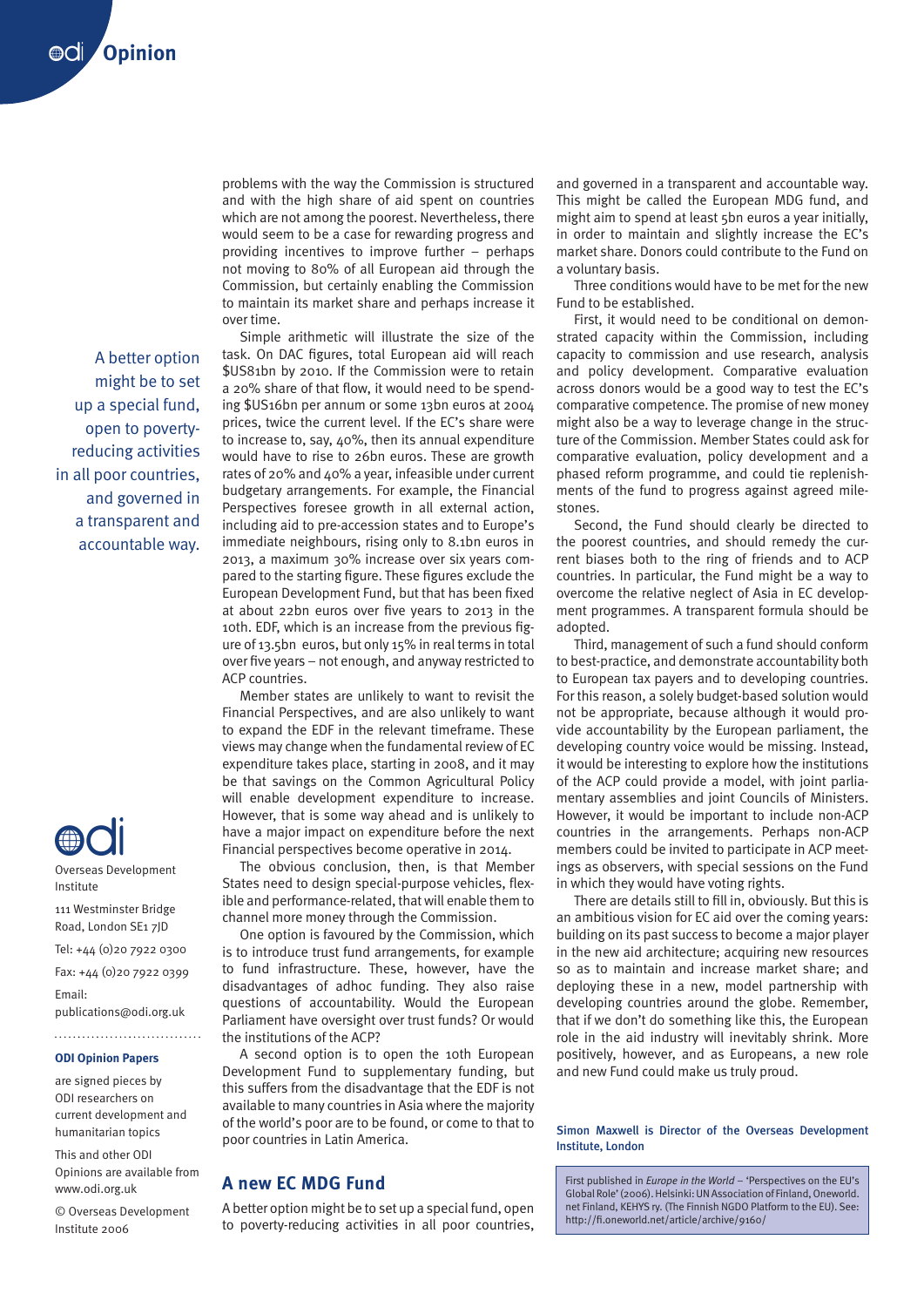problems with the way the Commission is structured and with the high share of aid spent on countries which are not among the poorest. Nevertheless, there would seem to be a case for rewarding progress and providing incentives to improve further – perhaps not moving to 80% of all European aid through the Commission, but certainly enabling the Commission to maintain its market share and perhaps increase it over time.

Simple arithmetic will illustrate the size of the task. On DAC figures, total European aid will reach $US81bn by 2010. If the Commission were to retain a 20% share of that flow, it would need to be spending $US16bn per annum or some 13bn euros at 2004 prices, twice the current level. If the EC's share were to increase to, say, 40%, then its annual expenditure would have to rise to 26bn euros. These are growth rates of 20% and 40% a year, infeasible under current budgetary arrangements. For example, the Financial Perspectives foresee growth in all external action, including aid to pre-accession states and to Europe's immediate neighbours, rising only to 8.1bn euros in 2013, a maximum 30% increase over six years compared to the starting figure. These figures exclude the European Development Fund, but that has been fixed at about 22bn euros over five years to 2013 in the 10th. EDF, which is an increase from the previous figure of 13.5bn euros, but only 15% in real terms in total over five years – not enough, and anyway restricted to ACP countries.

Member states are unlikely to want to revisit the Financial Perspectives, and are also unlikely to want to expand the EDF in the relevant timeframe. These views may change when the fundamental review of EC expenditure takes place, starting in 2008, and it may be that savings on the Common Agricultural Policy will enable development expenditure to increase. However, that is some way ahead and is unlikely to have a major impact on expenditure before the next Financial perspectives become operative in 2014.

The obvious conclusion, then, is that Member States need to design special-purpose vehicles, flexible and performance-related, that will enable them to channel more money through the Commission.

One option is favoured by the Commission, which is to introduce trust fund arrangements, for example to fund infrastructure. These, however, have the disadvantages of adhoc funding. They also raise questions of accountability. Would the European Parliament have oversight over trust funds? Or would the institutions of the ACP?

A second option is to open the 10th European Development Fund to supplementary funding, but this suffers from the disadvantage that the EDF is not available to many countries in Asia where the majority of the world's poor are to be found, or come to that to poor countries in Latin America.

## A new EC MDG Fund

A better option might be to set up a special fund, open to poverty-reducing activities in all poor countries, and governed in a transparent and accountable way. This might be called the European MDG Fund, and might aim to spend at least 5bn euros a year initially, in order to maintain and slightly increase the EC's market share. Donors could contribute to the Fund on a voluntary basis.

Three conditions would have to be met for the new Fund to be established.

First, it would need to be conditional on demonstrated capacity within the Commission, including capacity to commission and use research, analysis and policy development. Comparative evaluation across donors would be a good way to test the EC's comparative competence. The promise of new money might also be a way to leverage change in the structure of the Commission. Member States could ask for comparative evaluation, policy development and a phased reform programme, and could tie replenishments of the fund to progress against agreed milestones.

Second, the Fund should clearly be directed to the poorest countries, and should remedy the current biases both to the ring of friends and to ACP countries. In particular, the Fund might be a way to overcome the relative neglect of Asia in EC development programmes. A transparent formula should be adopted.

Third, management of such a fund should conform to best-practice, and demonstrate accountability both to European tax payers and to developing countries. For this reason, a solely budget-based solution would not be appropriate, because although it would provide accountability by the European parliament, the developing country voice would be missing. Instead, it would be interesting to explore how the institutions of the ACP could provide a model, with joint parliamentary assemblies and joint Councils of Ministers. However, it would be important to include non-ACP countries in the arrangements. Perhaps non-ACP members could be invited to participate in ACP meetings as observers, with special sessions on the Fund in which they would have voting rights.

There are details still to fill in, obviously. But this is an ambitious vision for EC aid over the coming years: building on its past success to become a major player in the new aid architecture; acquiring new resources so as to maintain and increase market share; and deploying these in a new, model partnership with developing countries around the globe. Remember, that if we don't do something like this, the European role in the aid industry will inevitably shrink. More positively, however, and as Europeans, a new role and new Fund could make us truly proud.

**Simon Maxwell is Director of the Overseas Development Institute, London**

First published in *Europe in the World* – 'Perspectives on the EU's Global Role' (2006). Helsinki: UN Association of Finland, Oneworld.net Finland, KEHYS ry. (The Finnish NGDO Platform to the EU). See: http://fi.oneworld.net/article/archive/9160/

Overseas Development Institute

111 Westminster Bridge Road, London SE1 7JD

Tel: +44 (0)20 7922 0300

Fax: +44 (0)20 7922 0399

Email: publications@odi.org.uk

**ODI Opinion Papers**

are signed pieces by ODI researchers on current development and humanitarian topics

This and other ODI Opinions are available from www.odi.org.uk

© Overseas Development Institute 2006